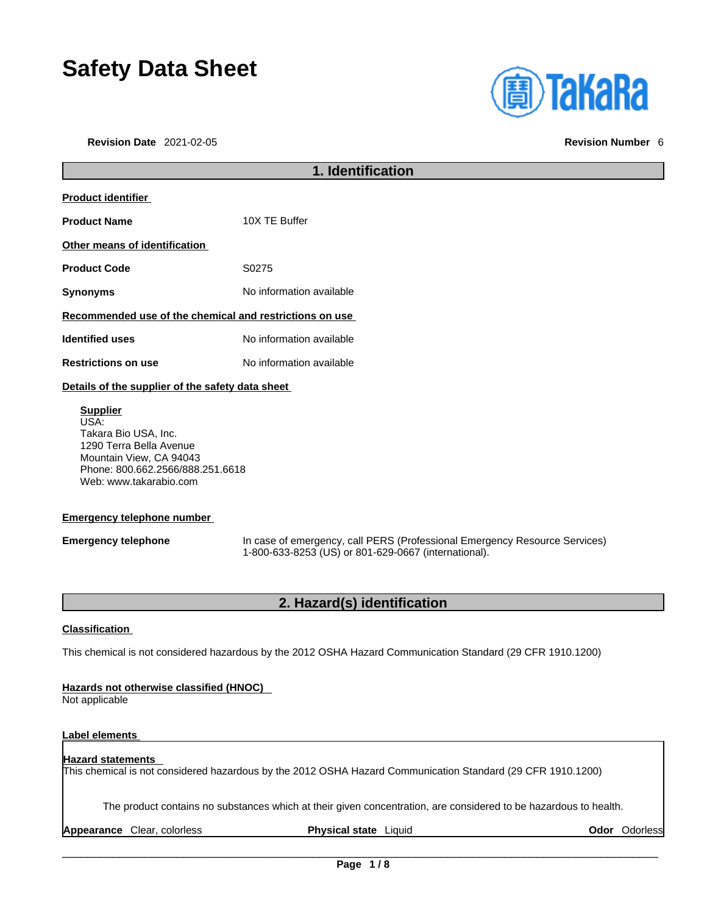# Safety Data Sheet

**Revision Date** 2021-02-05 **Revision Number** 6

## 1. Identification

**Product identifier**

**Product Name** 10X TE Buffer

**Other means of identification**

**Product Code** S0275

**Synonyms** No information available

**Recommended use of the chemical and restrictions on use**

**Identified uses** No information available

**Restrictions on use** No information available

**Details of the supplier of the safety data sheet**

**Supplier**
USA:
Takara Bio USA, Inc.
1290 Terra Bella Avenue
Mountain View, CA 94043
Phone: 800.662.2566/888.251.6618
Web: www.takarabio.com

**Emergency telephone number**

**Emergency telephone** In case of emergency, call PERS (Professional Emergency Resource Services) 1-800-633-8253 (US) or 801-629-0667 (international).

## 2. Hazard(s) identification

**Classification**

This chemical is not considered hazardous by the 2012 OSHA Hazard Communication Standard (29 CFR 1910.1200)

**Hazards not otherwise classified (HNOC)**
Not applicable

**Label elements**

**Hazard statements**
This chemical is not considered hazardous by the 2012 OSHA Hazard Communication Standard (29 CFR 1910.1200)

The product contains no substances which at their given concentration, are considered to be hazardous to health.

**Appearance** Clear, colorless **Physical state** Liquid **Odor** Odorless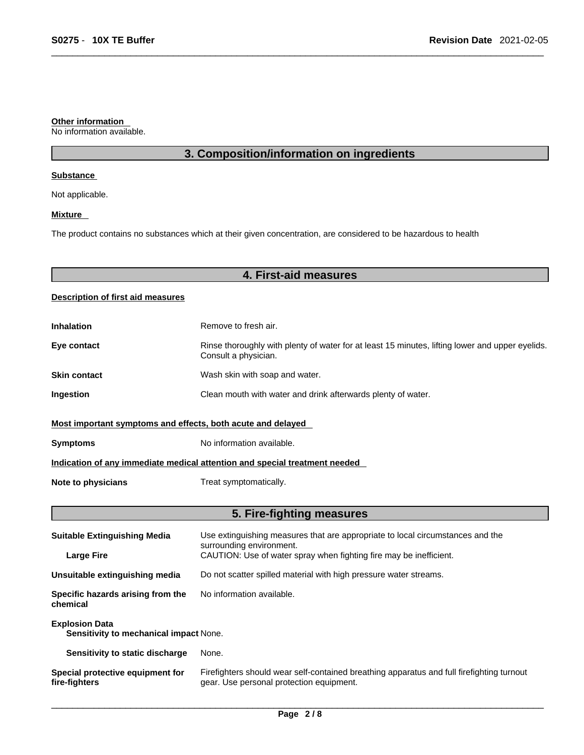**Other information**
No information available.

## 3. Composition/information on ingredients

**Substance**

Not applicable.

**Mixture**

The product contains no substances which at their given concentration, are considered to be hazardous to health

## 4. First-aid measures

**Description of first aid measures**

| | |
|---|---|
| **Inhalation** | Remove to fresh air. |
| **Eye contact** | Rinse thoroughly with plenty of water for at least 15 minutes, lifting lower and upper eyelids. Consult a physician. |
| **Skin contact** | Wash skin with soap and water. |
| **Ingestion** | Clean mouth with water and drink afterwards plenty of water. |

**Most important symptoms and effects, both acute and delayed**

| | |
|---|---|
| **Symptoms** | No information available. |

**Indication of any immediate medical attention and special treatment needed**

| | |
|---|---|
| **Note to physicians** | Treat symptomatically. |

## 5. Fire-fighting measures

| | |
|---|---|
| **Suitable Extinguishing Media** | Use extinguishing measures that are appropriate to local circumstances and the surrounding environment. |
| **Large Fire** | CAUTION: Use of water spray when fighting fire may be inefficient. |
| **Unsuitable extinguishing media** | Do not scatter spilled material with high pressure water streams. |
| **Specific hazards arising from the chemical** | No information available. |
| **Explosion Data** | |
| **Sensitivity to mechanical impact** | None. |
| **Sensitivity to static discharge** | None. |
| **Special protective equipment for fire-fighters** | Firefighters should wear self-contained breathing apparatus and full firefighting turnout gear. Use personal protection equipment. |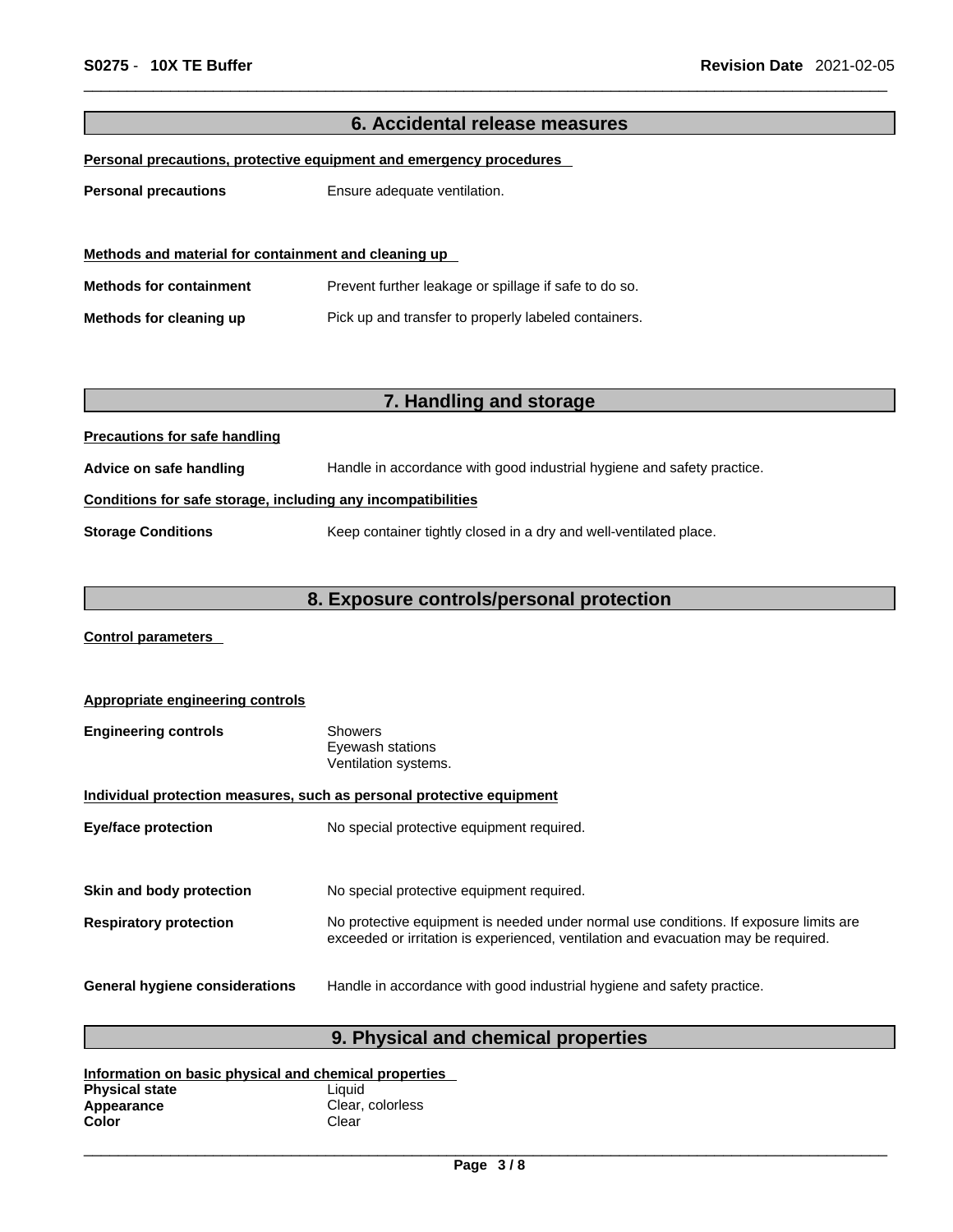## 6. Accidental release measures

**Personal precautions, protective equipment and emergency procedures**

**Personal precautions** Ensure adequate ventilation.

**Methods and material for containment and cleaning up**

**Methods for containment** Prevent further leakage or spillage if safe to do so.

**Methods for cleaning up** Pick up and transfer to properly labeled containers.

## 7. Handling and storage

**Precautions for safe handling**

**Advice on safe handling** Handle in accordance with good industrial hygiene and safety practice.

**Conditions for safe storage, including any incompatibilities**

**Storage Conditions** Keep container tightly closed in a dry and well-ventilated place.

## 8. Exposure controls/personal protection

**Control parameters**

**Appropriate engineering controls**

**Engineering controls** Showers
Eyewash stations
Ventilation systems.

**Individual protection measures, such as personal protective equipment**

**Eye/face protection** No special protective equipment required.

**Skin and body protection** No special protective equipment required.

**Respiratory protection** No protective equipment is needed under normal use conditions. If exposure limits are exceeded or irritation is experienced, ventilation and evacuation may be required.

**General hygiene considerations** Handle in accordance with good industrial hygiene and safety practice.

## 9. Physical and chemical properties

**Information on basic physical and chemical properties**

**Physical state** Liquid
**Appearance** Clear, colorless
**Color** Clear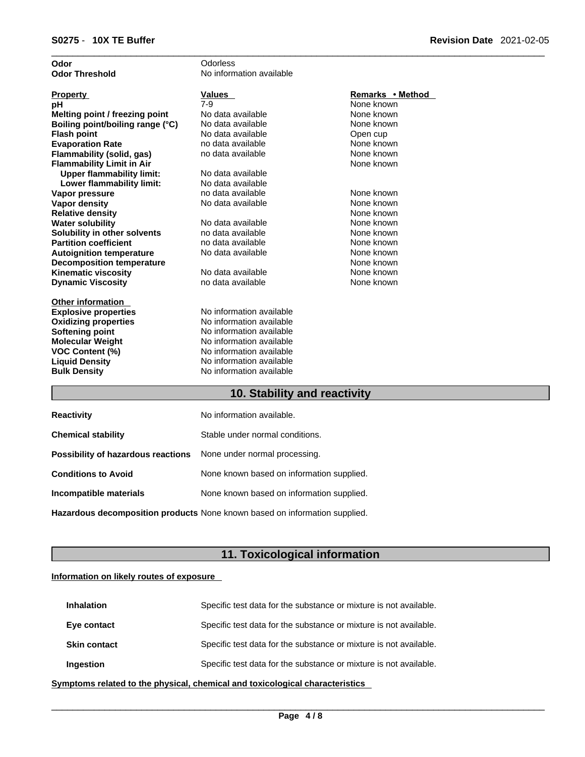| | |
|---|---|
| **Odor** | Odorless |
| **Odor Threshold** | No information available |

| Property | Values | Remarks • Method |
|---|---|---|
| **pH** | 7-9 | None known |
| **Melting point / freezing point** | No data available | None known |
| **Boiling point/boiling range (°C)** | No data available | None known |
| **Flash point** | No data available | Open cup |
| **Evaporation Rate** | no data available | None known |
| **Flammability (solid, gas)** | no data available | None known |
| **Flammability Limit in Air** | | None known |
| **Upper flammability limit:** | No data available | |
| **Lower flammability limit:** | No data available | |
| **Vapor pressure** | no data available | None known |
| **Vapor density** | No data available | None known |
| **Relative density** | | None known |
| **Water solubility** | No data available | None known |
| **Solubility in other solvents** | no data available | None known |
| **Partition coefficient** | no data available | None known |
| **Autoignition temperature** | No data available | None known |
| **Decomposition temperature** | | None known |
| **Kinematic viscosity** | No data available | None known |
| **Dynamic Viscosity** | no data available | None known |

| Other information | |
|---|---|
| **Explosive properties** | No information available |
| **Oxidizing properties** | No information available |
| **Softening point** | No information available |
| **Molecular Weight** | No information available |
| **VOC Content (%)** | No information available |
| **Liquid Density** | No information available |
| **Bulk Density** | No information available |

## 10. Stability and reactivity

| | |
|---|---|
| **Reactivity** | No information available. |
| **Chemical stability** | Stable under normal conditions. |
| **Possibility of hazardous reactions** | None under normal processing. |
| **Conditions to Avoid** | None known based on information supplied. |
| **Incompatible materials** | None known based on information supplied. |
| **Hazardous decomposition products** | None known based on information supplied. |

## 11. Toxicological information

**Information on likely routes of exposure**

| | |
|---|---|
| **Inhalation** | Specific test data for the substance or mixture is not available. |
| **Eye contact** | Specific test data for the substance or mixture is not available. |
| **Skin contact** | Specific test data for the substance or mixture is not available. |
| **Ingestion** | Specific test data for the substance or mixture is not available. |

**Symptoms related to the physical, chemical and toxicological characteristics**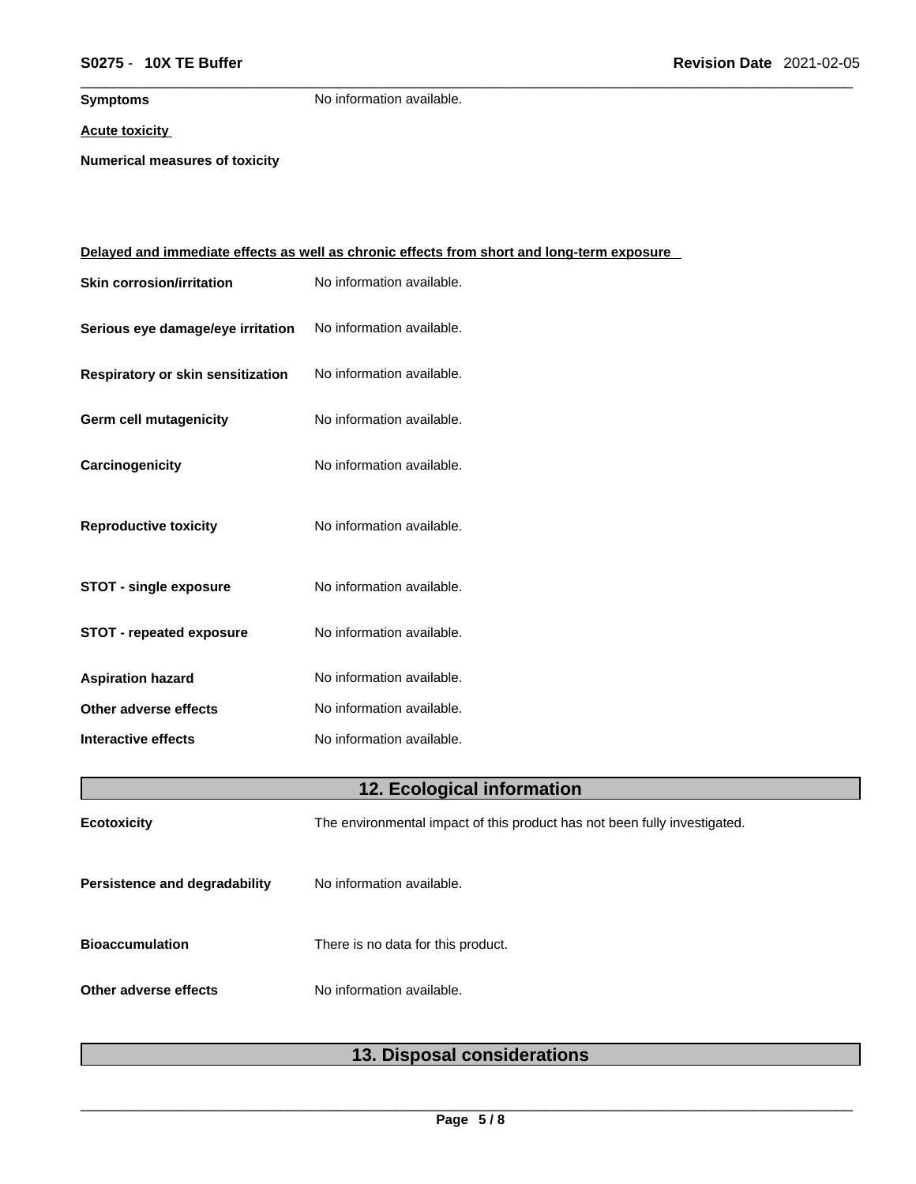**Symptoms** No information available.

**Acute toxicity**

**Numerical measures of toxicity**

**Delayed and immediate effects as well as chronic effects from short and long-term exposure**

**Skin corrosion/irritation** No information available.

**Serious eye damage/eye irritation** No information available.

**Respiratory or skin sensitization** No information available.

**Germ cell mutagenicity** No information available.

**Carcinogenicity** No information available.

**Reproductive toxicity** No information available.

**STOT - single exposure** No information available.

**STOT - repeated exposure** No information available.

**Aspiration hazard** No information available.

**Other adverse effects** No information available.

**Interactive effects** No information available.

## 12. Ecological information

**Ecotoxicity** The environmental impact of this product has not been fully investigated.

**Persistence and degradability** No information available.

**Bioaccumulation** There is no data for this product.

**Other adverse effects** No information available.

## 13. Disposal considerations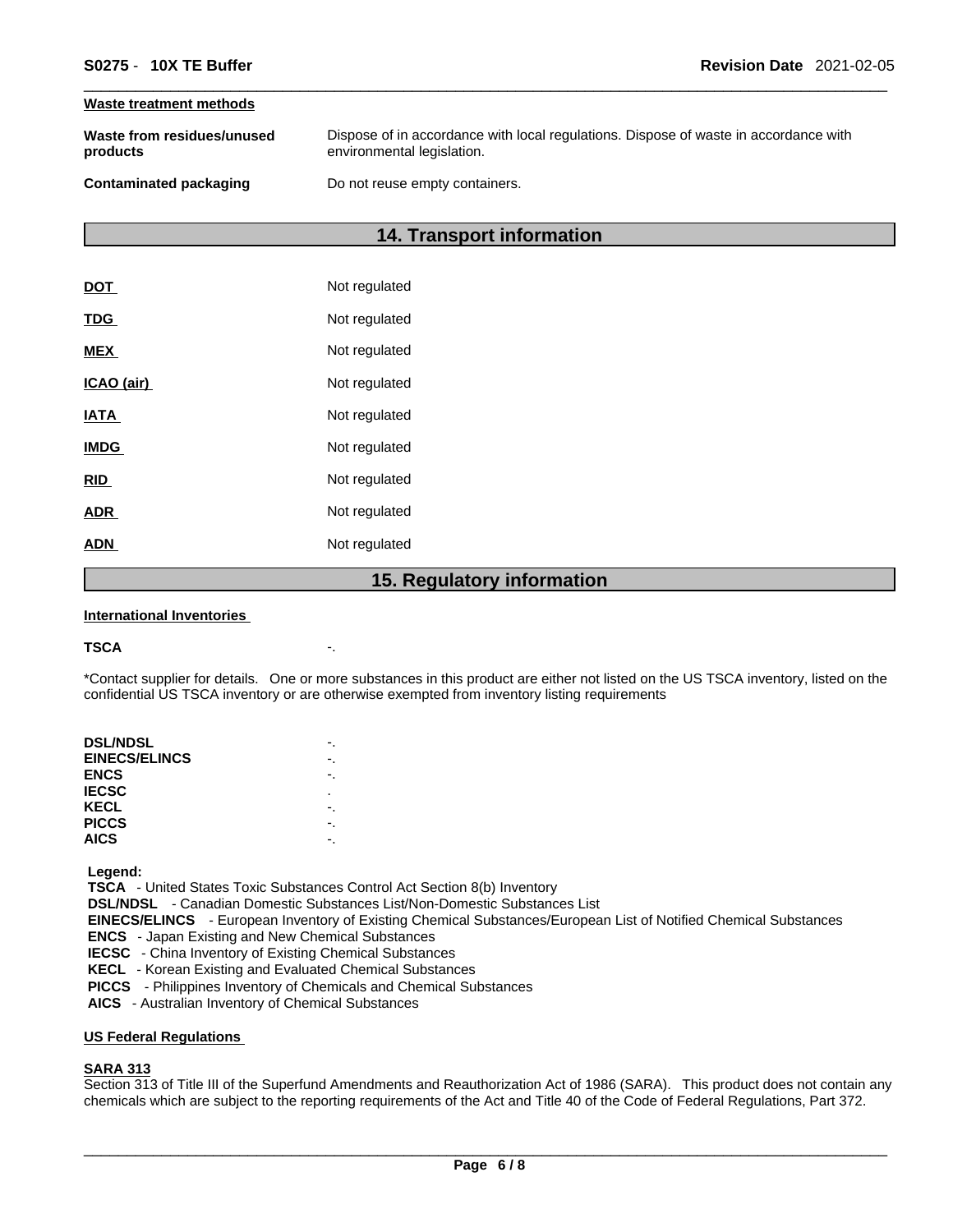**Waste treatment methods**

| | |
|---|---|
| **Waste from residues/unused products** | Dispose of in accordance with local regulations. Dispose of waste in accordance with environmental legislation. |
| **Contaminated packaging** | Do not reuse empty containers. |

## 14. Transport information

| | |
|---|---|
| **DOT** | Not regulated |
| **TDG** | Not regulated |
| **MEX** | Not regulated |
| **ICAO (air)** | Not regulated |
| **IATA** | Not regulated |
| **IMDG** | Not regulated |
| **RID** | Not regulated |
| **ADR** | Not regulated |
| **ADN** | Not regulated |

## 15. Regulatory information

**International Inventories**

**TSCA** -.

*Contact supplier for details. One or more substances in this product are either not listed on the US TSCA inventory, listed on the confidential US TSCA inventory or are otherwise exempted from inventory listing requirements

| | |
|---|---|
| **DSL/NDSL** | -. |
| **EINECS/ELINCS** | -. |
| **ENCS** | -. |
| **IECSC** | . |
| **KECL** | -. |
| **PICCS** | -. |
| **AICS** | -. |

**Legend:**
**TSCA** - United States Toxic Substances Control Act Section 8(b) Inventory
**DSL/NDSL** - Canadian Domestic Substances List/Non-Domestic Substances List
**EINECS/ELINCS** - European Inventory of Existing Chemical Substances/European List of Notified Chemical Substances
**ENCS** - Japan Existing and New Chemical Substances
**IECSC** - China Inventory of Existing Chemical Substances
**KECL** - Korean Existing and Evaluated Chemical Substances
**PICCS** - Philippines Inventory of Chemicals and Chemical Substances
**AICS** - Australian Inventory of Chemical Substances

**US Federal Regulations**

**SARA 313**
Section 313 of Title III of the Superfund Amendments and Reauthorization Act of 1986 (SARA). This product does not contain any chemicals which are subject to the reporting requirements of the Act and Title 40 of the Code of Federal Regulations, Part 372.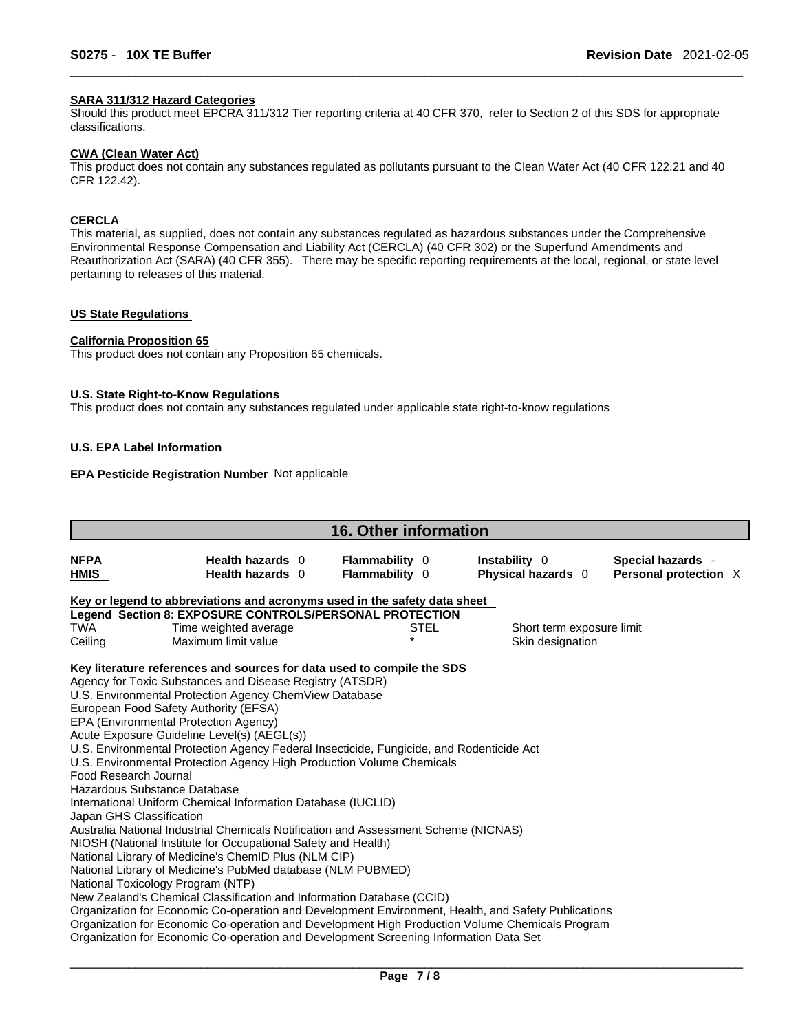**SARA 311/312 Hazard Categories**

Should this product meet EPCRA 311/312 Tier reporting criteria at 40 CFR 370, refer to Section 2 of this SDS for appropriate classifications.

**CWA (Clean Water Act)**

This product does not contain any substances regulated as pollutants pursuant to the Clean Water Act (40 CFR 122.21 and 40 CFR 122.42).

**CERCLA**

This material, as supplied, does not contain any substances regulated as hazardous substances under the Comprehensive Environmental Response Compensation and Liability Act (CERCLA) (40 CFR 302) or the Superfund Amendments and Reauthorization Act (SARA) (40 CFR 355). There may be specific reporting requirements at the local, regional, or state level pertaining to releases of this material.

**US State Regulations**

**California Proposition 65**

This product does not contain any Proposition 65 chemicals.

**U.S. State Right-to-Know Regulations**

This product does not contain any substances regulated under applicable state right-to-know regulations

**U.S. EPA Label Information**

**EPA Pesticide Registration Number** Not applicable

## 16. Other information

| | | | | |
|---|---|---|---|---|
| **NFPA** | **Health hazards** 0 | **Flammability** 0 | **Instability** 0 | **Special hazards** - |
| **HMIS** | **Health hazards** 0 | **Flammability** 0 | **Physical hazards** 0 | **Personal protection** X |

**Key or legend to abbreviations and acronyms used in the safety data sheet**

**Legend Section 8: EXPOSURE CONTROLS/PERSONAL PROTECTION**

| | | | |
|---|---|---|---|
| TWA | Time weighted average | STEL | Short term exposure limit |
| Ceiling | Maximum limit value | * | Skin designation |

**Key literature references and sources for data used to compile the SDS**

Agency for Toxic Substances and Disease Registry (ATSDR)
U.S. Environmental Protection Agency ChemView Database
European Food Safety Authority (EFSA)
EPA (Environmental Protection Agency)
Acute Exposure Guideline Level(s) (AEGL(s))
U.S. Environmental Protection Agency Federal Insecticide, Fungicide, and Rodenticide Act
U.S. Environmental Protection Agency High Production Volume Chemicals
Food Research Journal
Hazardous Substance Database
International Uniform Chemical Information Database (IUCLID)
Japan GHS Classification
Australia National Industrial Chemicals Notification and Assessment Scheme (NICNAS)
NIOSH (National Institute for Occupational Safety and Health)
National Library of Medicine's ChemID Plus (NLM CIP)
National Library of Medicine's PubMed database (NLM PUBMED)
National Toxicology Program (NTP)
New Zealand's Chemical Classification and Information Database (CCID)
Organization for Economic Co-operation and Development Environment, Health, and Safety Publications
Organization for Economic Co-operation and Development High Production Volume Chemicals Program
Organization for Economic Co-operation and Development Screening Information Data Set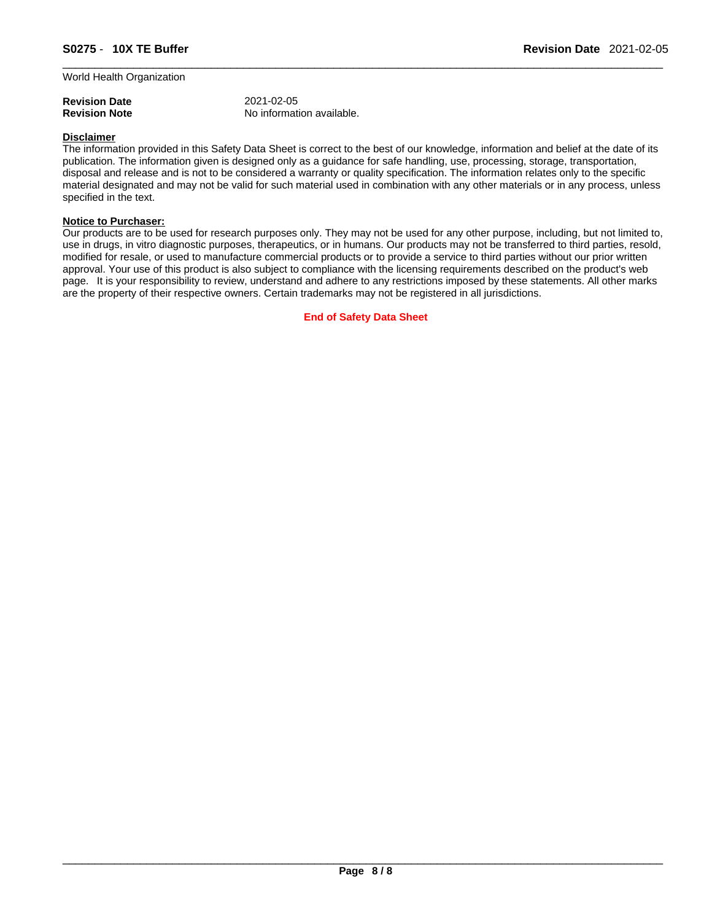World Health Organization

| | |
|---|---|
| **Revision Date** | 2021-02-05 |
| **Revision Note** | No information available. |

**Disclaimer**

The information provided in this Safety Data Sheet is correct to the best of our knowledge, information and belief at the date of its publication. The information given is designed only as a guidance for safe handling, use, processing, storage, transportation, disposal and release and is not to be considered a warranty or quality specification. The information relates only to the specific material designated and may not be valid for such material used in combination with any other materials or in any process, unless specified in the text.

**Notice to Purchaser:**

Our products are to be used for research purposes only. They may not be used for any other purpose, including, but not limited to, use in drugs, in vitro diagnostic purposes, therapeutics, or in humans. Our products may not be transferred to third parties, resold, modified for resale, or used to manufacture commercial products or to provide a service to third parties without our prior written approval. Your use of this product is also subject to compliance with the licensing requirements described on the product's web page. It is your responsibility to review, understand and adhere to any restrictions imposed by these statements. All other marks are the property of their respective owners. Certain trademarks may not be registered in all jurisdictions.

**End of Safety Data Sheet**